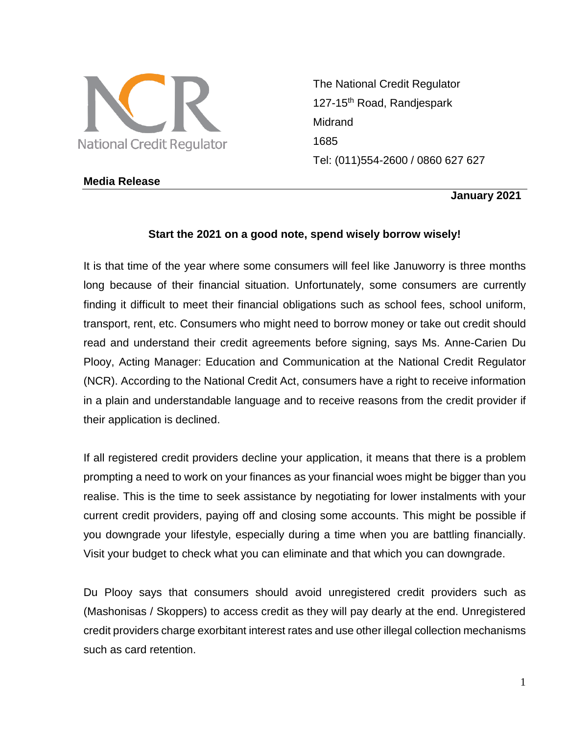National Credit Regulator

The National Credit Regulator
127-15th Road, Randjespark
Midrand
1685
Tel: (011)554-2600 / 0860 627 627

**Media Release**

**January 2021**

## Start the 2021 on a good note, spend wisely borrow wisely!

It is that time of the year where some consumers will feel like Januworry is three months long because of their financial situation. Unfortunately, some consumers are currently finding it difficult to meet their financial obligations such as school fees, school uniform, transport, rent, etc. Consumers who might need to borrow money or take out credit should read and understand their credit agreements before signing, says Ms. Anne-Carien Du Plooy, Acting Manager: Education and Communication at the National Credit Regulator (NCR). According to the National Credit Act, consumers have a right to receive information in a plain and understandable language and to receive reasons from the credit provider if their application is declined.

If all registered credit providers decline your application, it means that there is a problem prompting a need to work on your finances as your financial woes might be bigger than you realise. This is the time to seek assistance by negotiating for lower instalments with your current credit providers, paying off and closing some accounts. This might be possible if you downgrade your lifestyle, especially during a time when you are battling financially. Visit your budget to check what you can eliminate and that which you can downgrade.

Du Plooy says that consumers should avoid unregistered credit providers such as (Mashonisas / Skoppers) to access credit as they will pay dearly at the end. Unregistered credit providers charge exorbitant interest rates and use other illegal collection mechanisms such as card retention.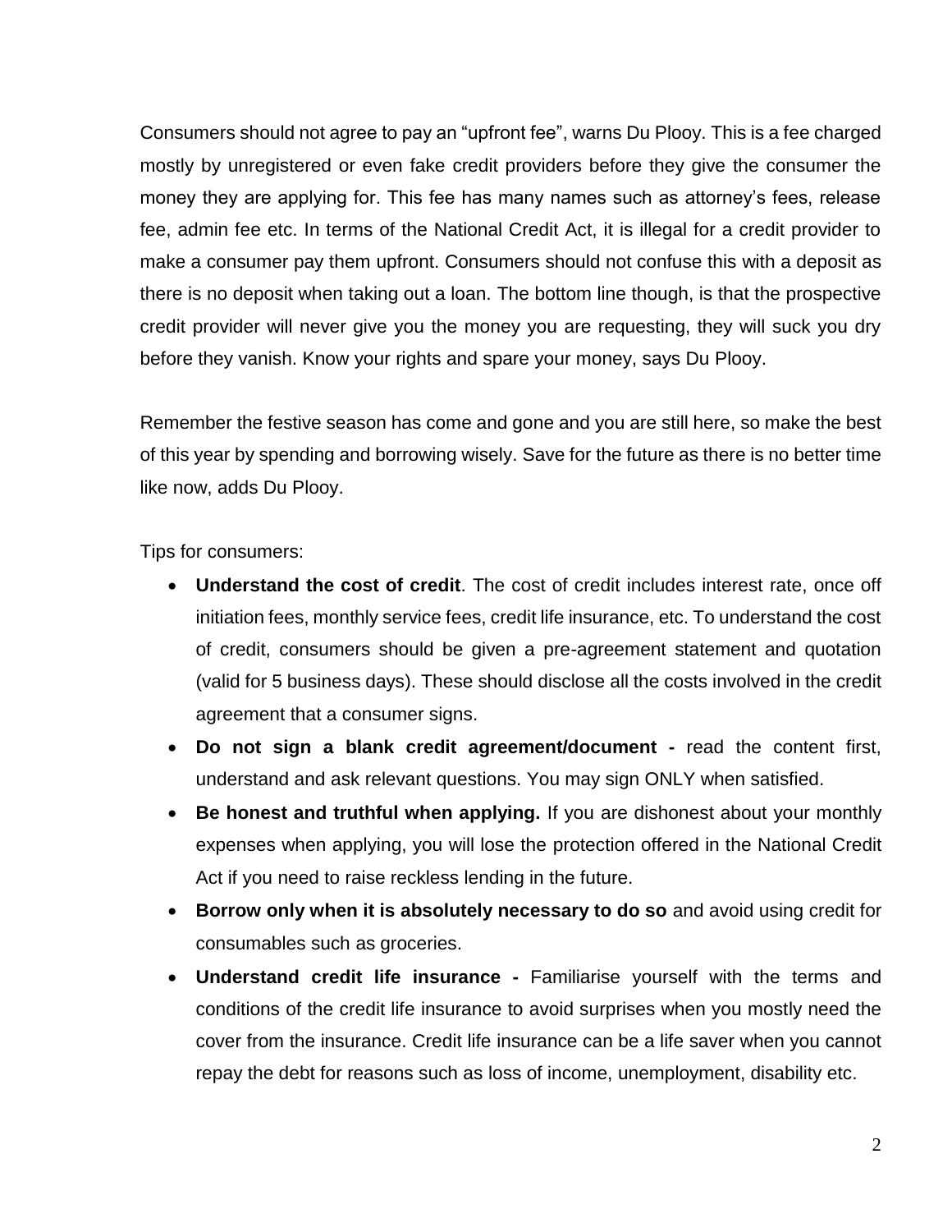Consumers should not agree to pay an “upfront fee”, warns Du Plooy. This is a fee charged mostly by unregistered or even fake credit providers before they give the consumer the money they are applying for. This fee has many names such as attorney’s fees, release fee, admin fee etc. In terms of the National Credit Act, it is illegal for a credit provider to make a consumer pay them upfront. Consumers should not confuse this with a deposit as there is no deposit when taking out a loan. The bottom line though, is that the prospective credit provider will never give you the money you are requesting, they will suck you dry before they vanish. Know your rights and spare your money, says Du Plooy.

Remember the festive season has come and gone and you are still here, so make the best of this year by spending and borrowing wisely. Save for the future as there is no better time like now, adds Du Plooy.

Tips for consumers:

- **Understand the cost of credit**. The cost of credit includes interest rate, once off initiation fees, monthly service fees, credit life insurance, etc. To understand the cost of credit, consumers should be given a pre-agreement statement and quotation (valid for 5 business days). These should disclose all the costs involved in the credit agreement that a consumer signs.
- **Do not sign a blank credit agreement/document -** read the content first, understand and ask relevant questions. You may sign ONLY when satisfied.
- **Be honest and truthful when applying.** If you are dishonest about your monthly expenses when applying, you will lose the protection offered in the National Credit Act if you need to raise reckless lending in the future.
- **Borrow only when it is absolutely necessary to do so** and avoid using credit for consumables such as groceries.
- **Understand credit life insurance -** Familiarise yourself with the terms and conditions of the credit life insurance to avoid surprises when you mostly need the cover from the insurance. Credit life insurance can be a life saver when you cannot repay the debt for reasons such as loss of income, unemployment, disability etc.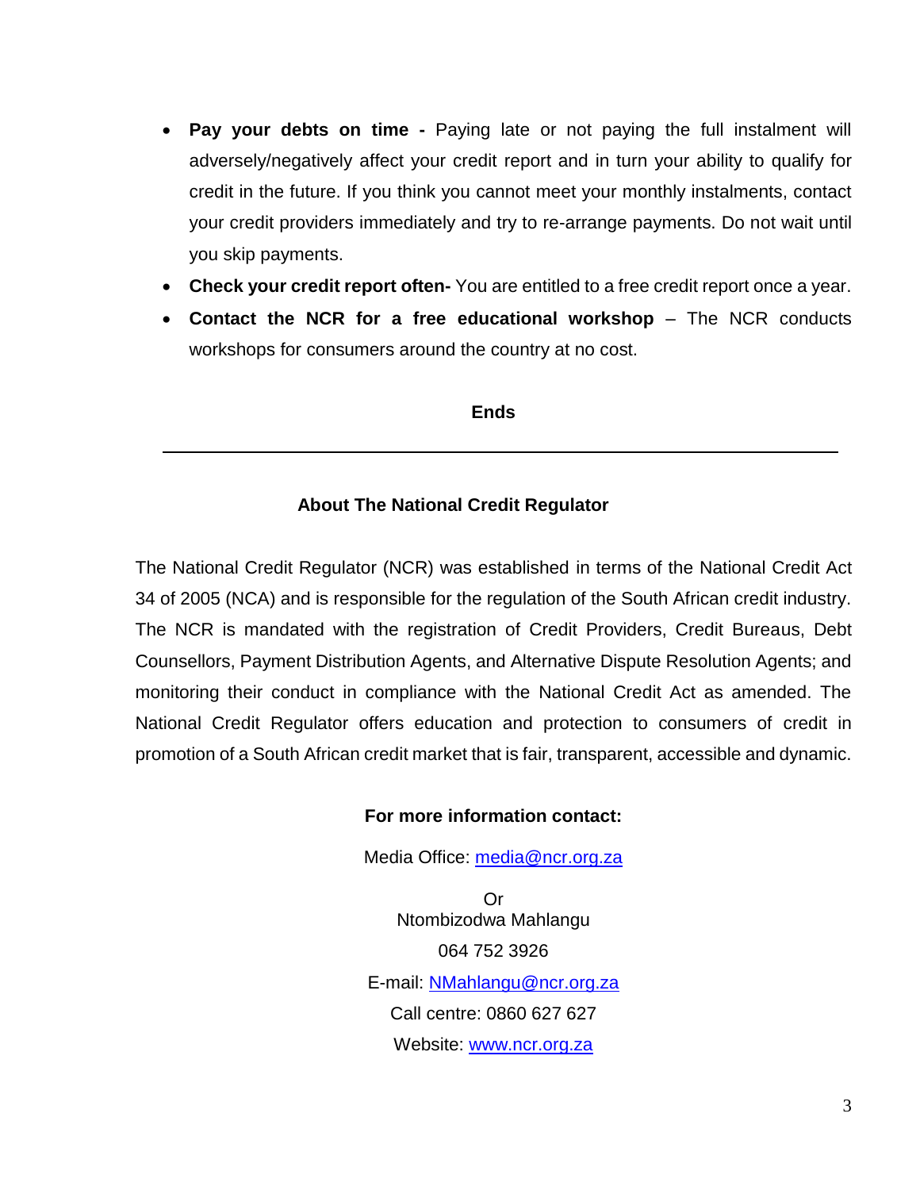- **Pay your debts on time -** Paying late or not paying the full instalment will adversely/negatively affect your credit report and in turn your ability to qualify for credit in the future. If you think you cannot meet your monthly instalments, contact your credit providers immediately and try to re-arrange payments. Do not wait until you skip payments.
- **Check your credit report often-** You are entitled to a free credit report once a year.
- **Contact the NCR for a free educational workshop** – The NCR conducts workshops for consumers around the country at no cost.

**Ends**

---

**About The National Credit Regulator**

The National Credit Regulator (NCR) was established in terms of the National Credit Act 34 of 2005 (NCA) and is responsible for the regulation of the South African credit industry. The NCR is mandated with the registration of Credit Providers, Credit Bureaus, Debt Counsellors, Payment Distribution Agents, and Alternative Dispute Resolution Agents; and monitoring their conduct in compliance with the National Credit Act as amended. The National Credit Regulator offers education and protection to consumers of credit in promotion of a South African credit market that is fair, transparent, accessible and dynamic.

**For more information contact:**

Media Office: media@ncr.org.za

Or

Ntombizodwa Mahlangu

064 752 3926

E-mail: NMahlangu@ncr.org.za

Call centre: 0860 627 627

Website: www.ncr.org.za